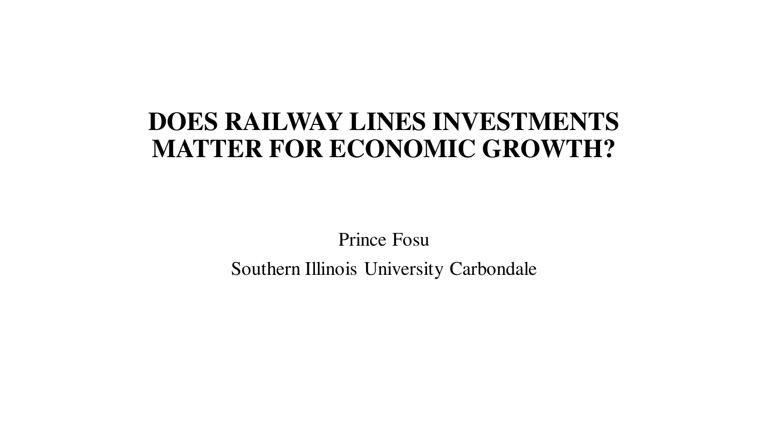# DOES RAILWAY LINES INVESTMENTS MATTER FOR ECONOMIC GROWTH?

Prince Fosu

Southern Illinois University Carbondale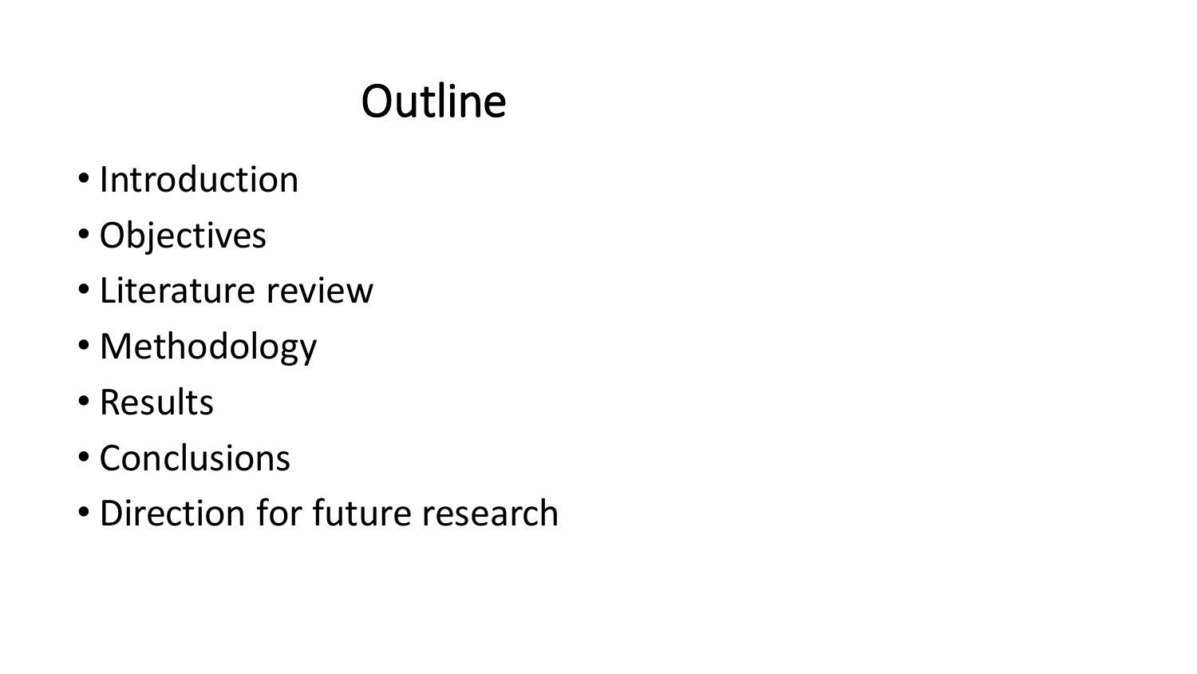# Outline

- Introduction
- Objectives
- Literature review
- Methodology
- Results
- Conclusions
- Direction for future research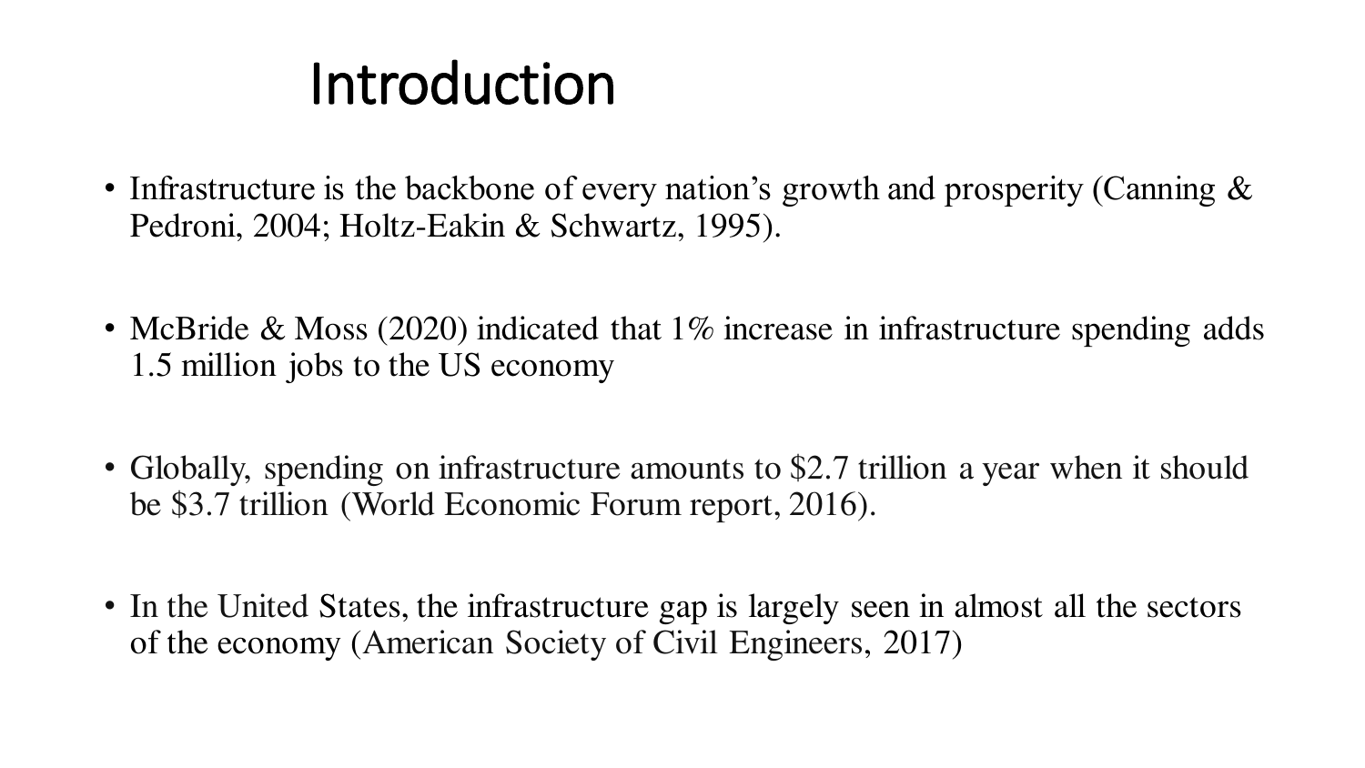# Introduction

- Infrastructure is the backbone of every nation's growth and prosperity (Canning & Pedroni, 2004; Holtz-Eakin & Schwartz, 1995).

- McBride & Moss (2020) indicated that 1% increase in infrastructure spending adds 1.5 million jobs to the US economy

- Globally, spending on infrastructure amounts to $2.7 trillion a year when it should be $3.7 trillion (World Economic Forum report, 2016).

- In the United States, the infrastructure gap is largely seen in almost all the sectors of the economy (American Society of Civil Engineers, 2017)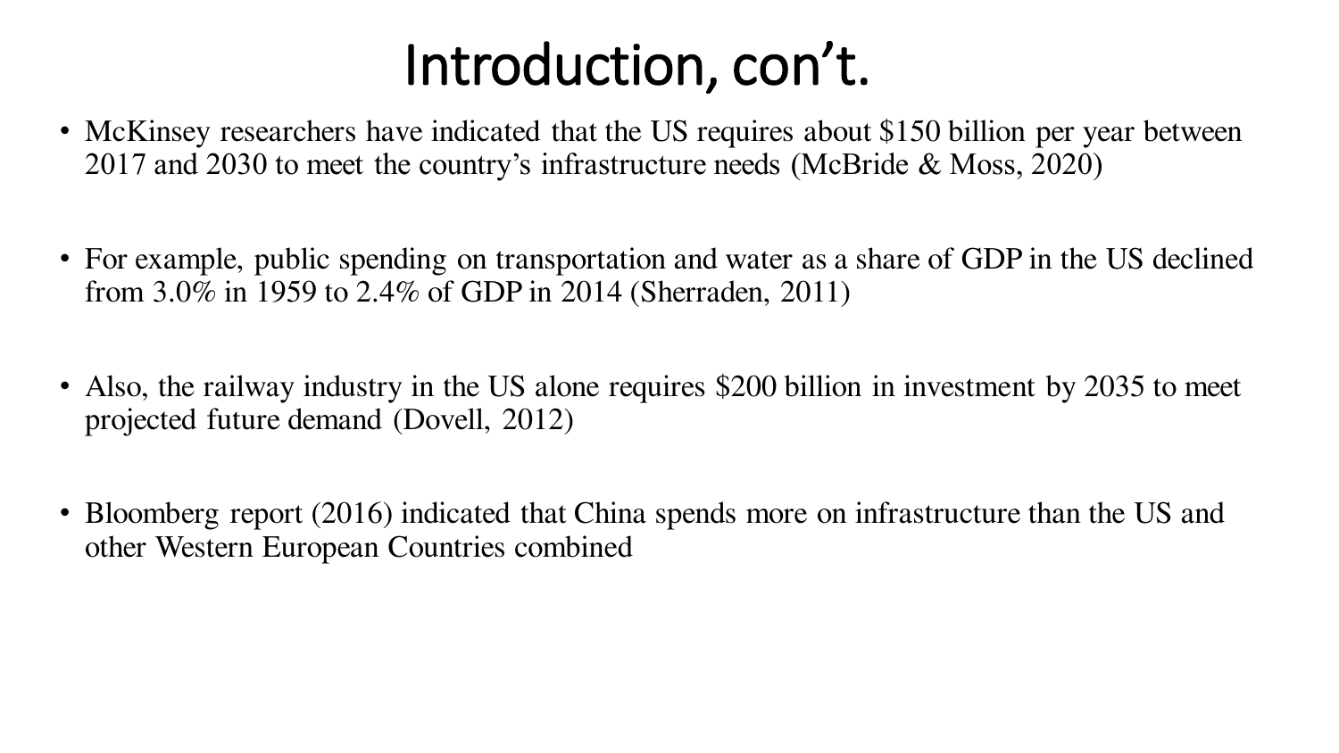# Introduction, con't.

- McKinsey researchers have indicated that the US requires about $150 billion per year between 2017 and 2030 to meet the country's infrastructure needs (McBride & Moss, 2020)

- For example, public spending on transportation and water as a share of GDP in the US declined from 3.0% in 1959 to 2.4% of GDP in 2014 (Sherraden, 2011)

- Also, the railway industry in the US alone requires $200 billion in investment by 2035 to meet projected future demand (Dovell, 2012)

- Bloomberg report (2016) indicated that China spends more on infrastructure than the US and other Western European Countries combined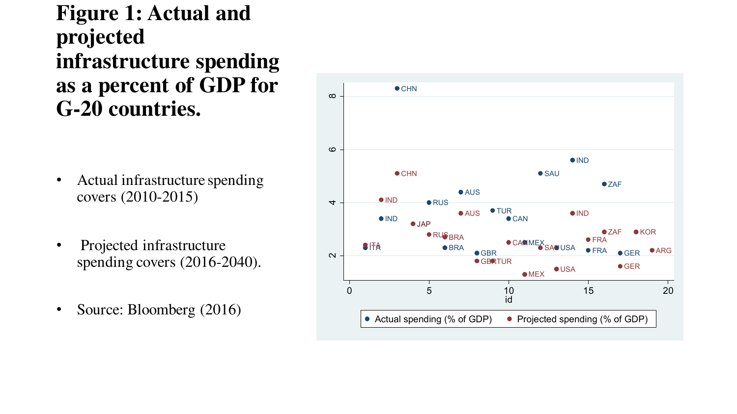# Figure 1: Actual and projected infrastructure spending as a percent of GDP for G-20 countries.

- Actual infrastructure spending covers (2010-2015)
- Projected infrastructure spending covers (2016-2040).
- Source: Bloomberg (2016)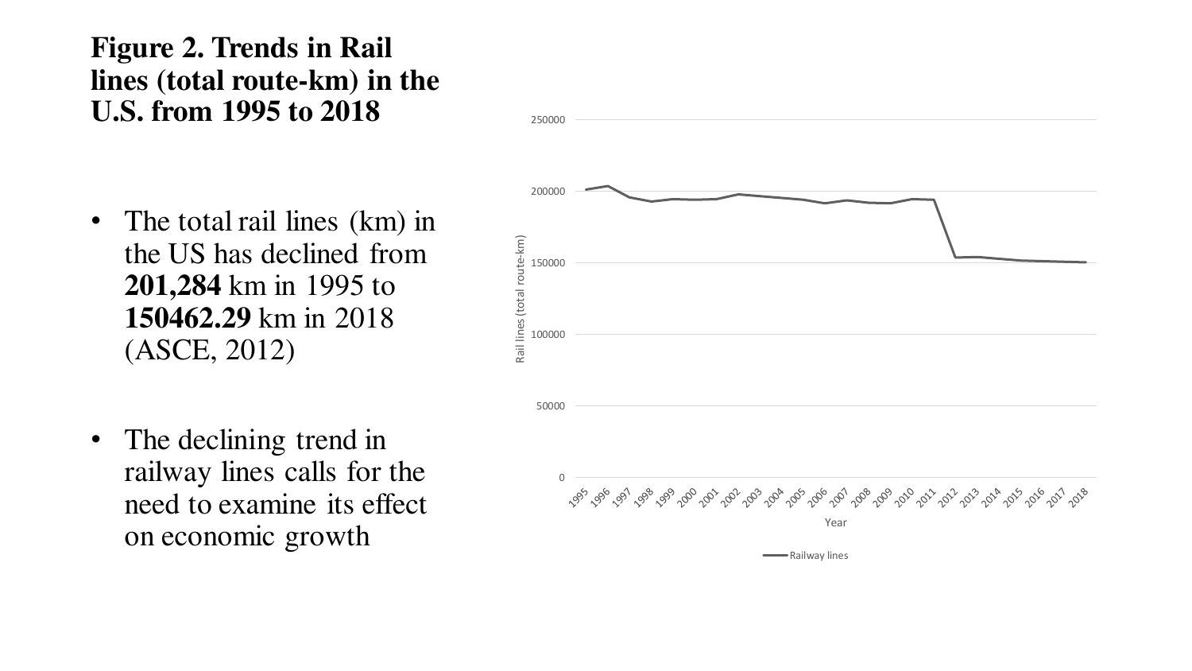**Figure 2. Trends in Rail lines (total route-km) in the U.S. from 1995 to 2018**

- The total rail lines (km) in the US has declined from **201,284** km in 1995 to **150462.29** km in 2018 (ASCE, 2012)

- The declining trend in railway lines calls for the need to examine its effect on economic growth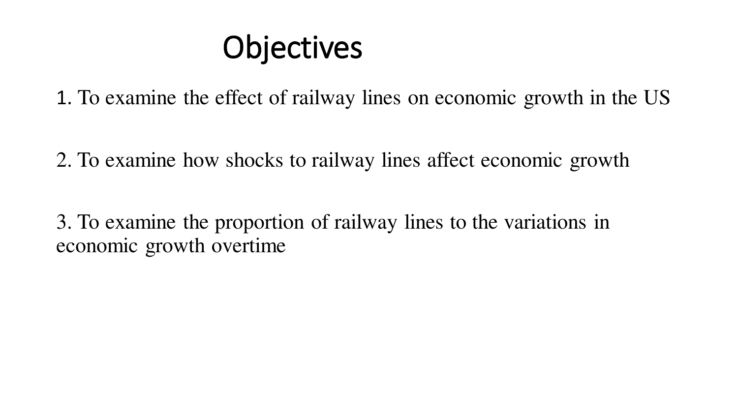# Objectives

1. To examine the effect of railway lines on economic growth in the US

2. To examine how shocks to railway lines affect economic growth

3. To examine the proportion of railway lines to the variations in economic growth overtime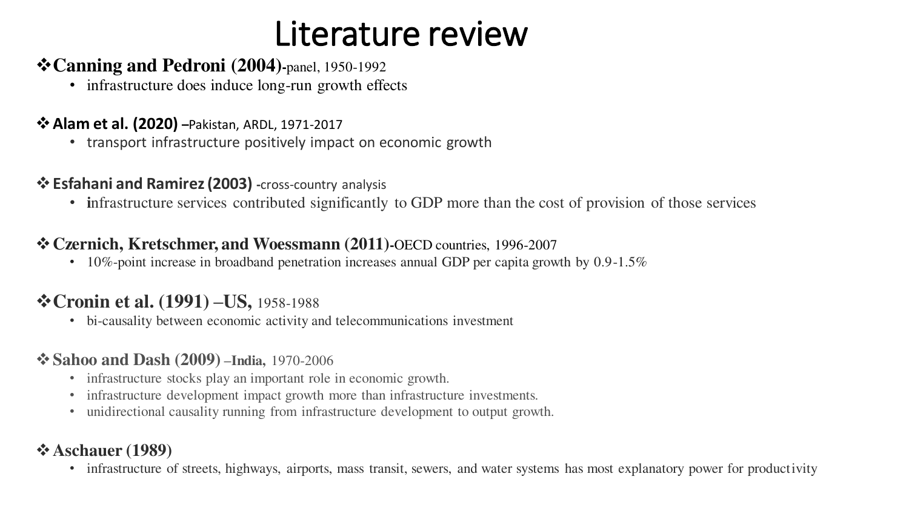# Literature review

- **Canning and Pedroni (2004)**-panel, 1950-1992
  - infrastructure does induce long-run growth effects

- **Alam et al. (2020)** –Pakistan, ARDL, 1971-2017
  - transport infrastructure positively impact on economic growth

- **Esfahani and Ramirez (2003)** -cross-country analysis
  - **i**nfrastructure services contributed significantly to GDP more than the cost of provision of those services

- **Czernich, Kretschmer, and Woessmann (2011)**-OECD countries, 1996-2007
  - 10%-point increase in broadband penetration increases annual GDP per capita growth by 0.9-1.5%

- **Cronin et al. (1991) –US,** 1958-1988
  - bi-causality between economic activity and telecommunications investment

- **Sahoo and Dash (2009)** –**India,** 1970-2006
  - infrastructure stocks play an important role in economic growth.
  - infrastructure development impact growth more than infrastructure investments.
  - unidirectional causality running from infrastructure development to output growth.

- **Aschauer (1989)**
  - infrastructure of streets, highways, airports, mass transit, sewers, and water systems has most explanatory power for productivity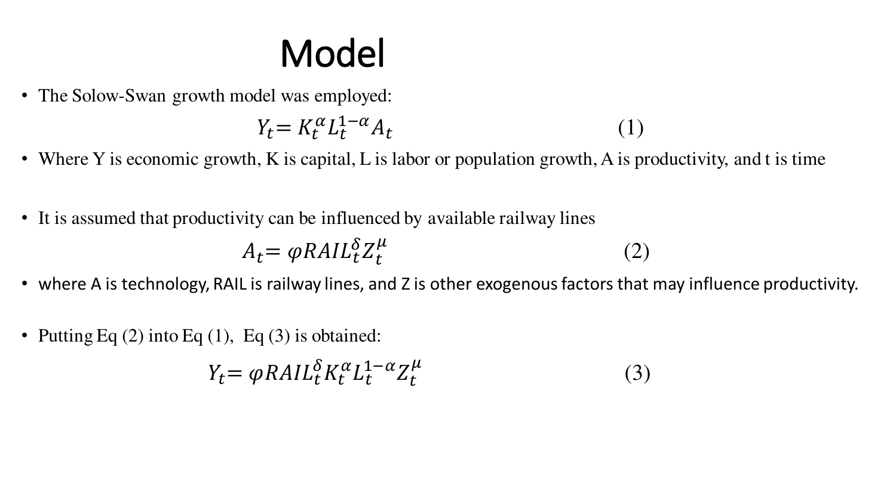# Model

- The Solow-Swan growth model was employed:

$$Y_t = K_t^{\alpha} L_t^{1-\alpha} A_t \tag{1}$$

- Where Y is economic growth, K is capital, L is labor or population growth, A is productivity, and t is time

- It is assumed that productivity can be influenced by available railway lines

$$A_t = \varphi RAIL_t^{\delta} Z_t^{\mu} \tag{2}$$

- where A is technology, RAIL is railway lines, and Z is other exogenous factors that may influence productivity.

- Putting Eq (2) into Eq (1), Eq (3) is obtained:

$$Y_t = \varphi RAIL_t^{\delta} K_t^{\alpha} L_t^{1-\alpha} Z_t^{\mu} \tag{3}$$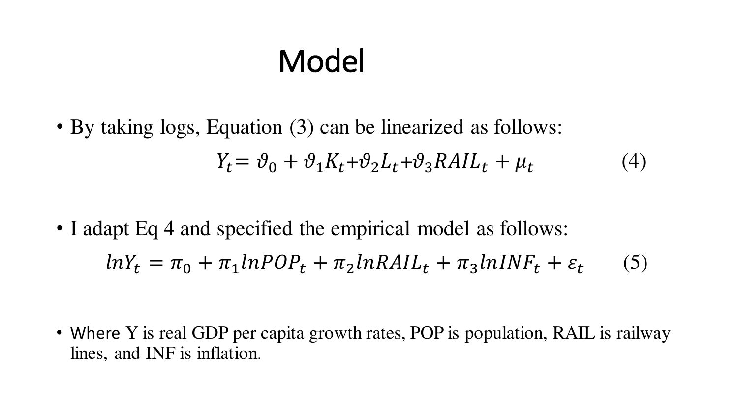# Model

- By taking logs, Equation (3) can be linearized as follows:

$$Y_t = \vartheta_0 + \vartheta_1 K_t + \vartheta_2 L_t + \vartheta_3 RAIL_t + \mu_t \qquad (4)$$

- I adapt Eq 4 and specified the empirical model as follows:

$$lnY_t = \pi_0 + \pi_1 lnPOP_t + \pi_2 lnRAIL_t + \pi_3 lnINF_t + \varepsilon_t \qquad (5)$$

- Where Y is real GDP per capita growth rates, POP is population, RAIL is railway lines, and INF is inflation.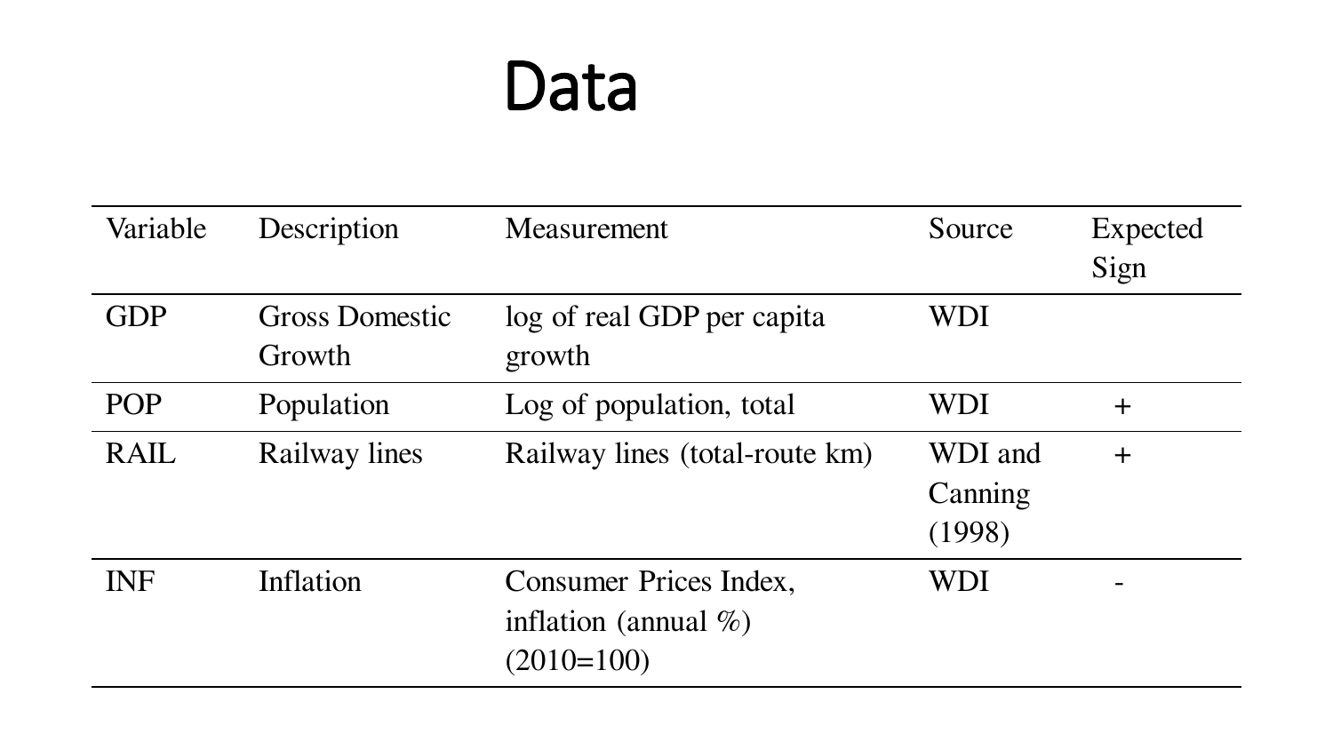# Data

| Variable | Description | Measurement | Source | Expected Sign |
|---|---|---|---|---|
| GDP | Gross Domestic Growth | log of real GDP per capita growth | WDI | |
| POP | Population | Log of population, total | WDI | + |
| RAIL | Railway lines | Railway lines (total-route km) | WDI and Canning (1998) | + |
| INF | Inflation | Consumer Prices Index, inflation (annual %) (2010=100) | WDI | - |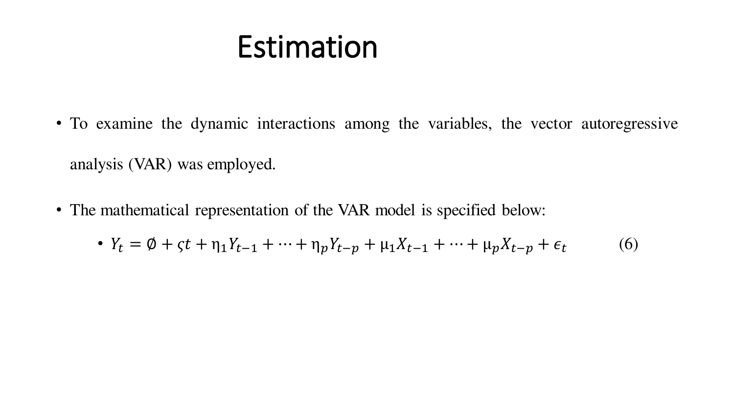# Estimation

- To examine the dynamic interactions among the variables, the vector autoregressive analysis (VAR) was employed.
- The mathematical representation of the VAR model is specified below:
  - $Y_t = \emptyset + \varsigma t + \eta_1 Y_{t-1} + \cdots + \eta_p Y_{t-p} + \mu_1 X_{t-1} + \cdots + \mu_p X_{t-p} + \epsilon_t \qquad (6)$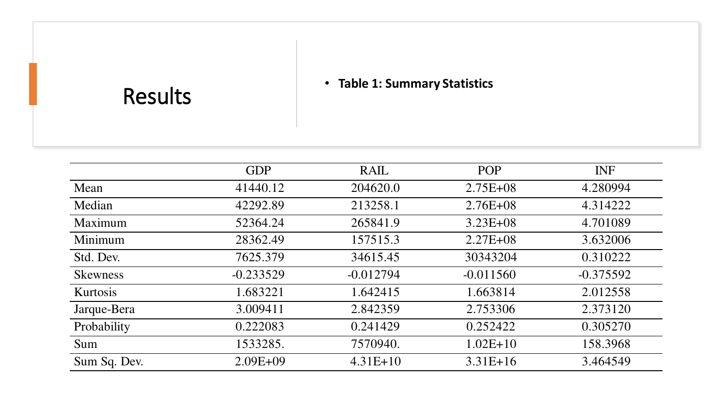# Results

- **Table 1: Summary Statistics**

| | GDP | RAIL | POP | INF |
|---|---|---|---|---|
| Mean | 41440.12 | 204620.0 | 2.75E+08 | 4.280994 |
| Median | 42292.89 | 213258.1 | 2.76E+08 | 4.314222 |
| Maximum | 52364.24 | 265841.9 | 3.23E+08 | 4.701089 |
| Minimum | 28362.49 | 157515.3 | 2.27E+08 | 3.632006 |
| Std. Dev. | 7625.379 | 34615.45 | 30343204 | 0.310222 |
| Skewness | -0.233529 | -0.012794 | -0.011560 | -0.375592 |
| Kurtosis | 1.683221 | 1.642415 | 1.663814 | 2.012558 |
| Jarque-Bera | 3.009411 | 2.842359 | 2.753306 | 2.373120 |
| Probability | 0.222083 | 0.241429 | 0.252422 | 0.305270 |
| Sum | 1533285. | 7570940. | 1.02E+10 | 158.3968 |
| Sum Sq. Dev. | 2.09E+09 | 4.31E+10 | 3.31E+16 | 3.464549 |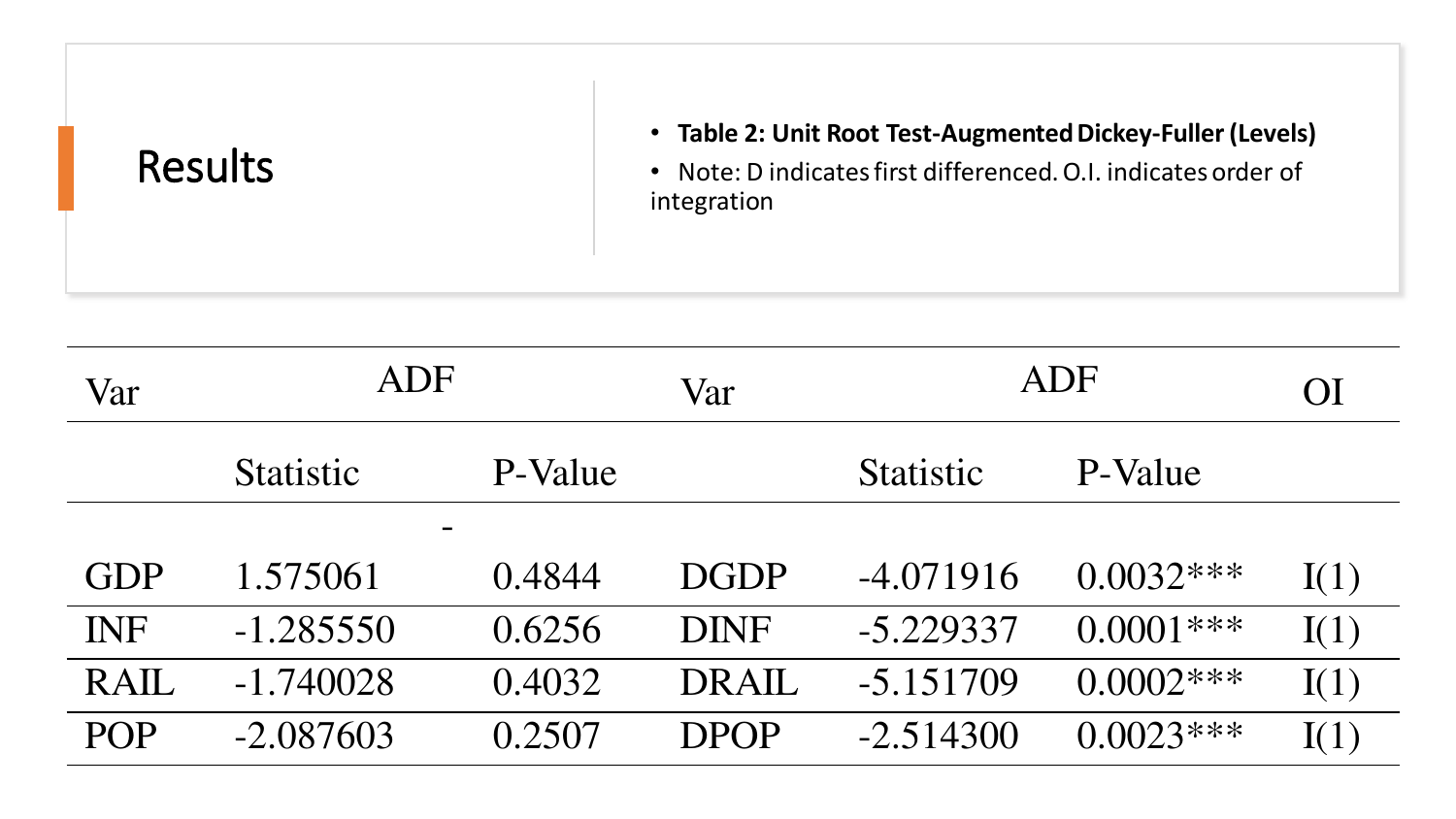# Results

- **Table 2: Unit Root Test-Augmented Dickey-Fuller (Levels)**
- Note: D indicates first differenced. O.I. indicates order of integration

| Var | ADF | | Var | ADF | | OI |
|---|---|---|---|---|---|---|
| | Statistic | P-Value | | Statistic | P-Value | |
| GDP | -1.575061 | 0.4844 | DGDP | -4.071916 | 0.0032*** | I(1) |
| INF | -1.285550 | 0.6256 | DINF | -5.229337 | 0.0001*** | I(1) |
| RAIL | -1.740028 | 0.4032 | DRAIL | -5.151709 | 0.0002*** | I(1) |
| POP | -2.087603 | 0.2507 | DPOP | -2.514300 | 0.0023*** | I(1) |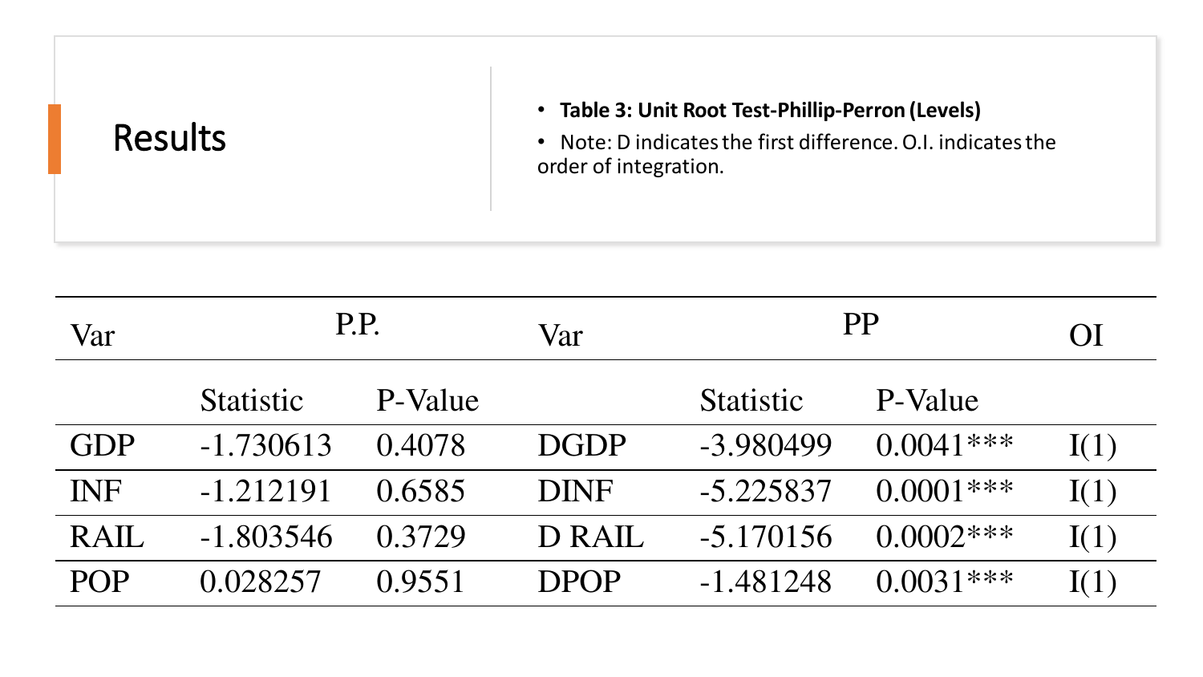# Results

- **Table 3: Unit Root Test-Phillip-Perron (Levels)**
- Note: D indicates the first difference. O.I. indicates the order of integration.

| Var | P.P. | | Var | PP | | OI |
|---|---|---|---|---|---|---|
| | Statistic | P-Value | | Statistic | P-Value | |
| GDP | -1.730613 | 0.4078 | DGDP | -3.980499 | 0.0041*** | I(1) |
| INF | -1.212191 | 0.6585 | DINF | -5.225837 | 0.0001*** | I(1) |
| RAIL | -1.803546 | 0.3729 | D RAIL | -5.170156 | 0.0002*** | I(1) |
| POP | 0.028257 | 0.9551 | DPOP | -1.481248 | 0.0031*** | I(1) |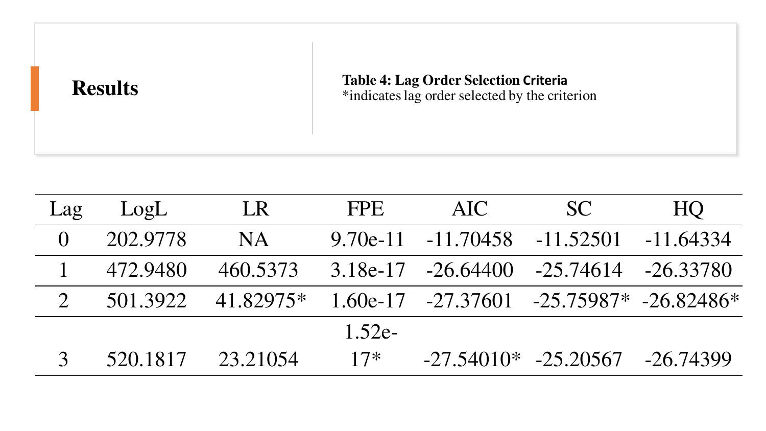# Results

**Table 4: Lag Order Selection Criteria**
*indicates lag order selected by the criterion

| Lag | LogL | LR | FPE | AIC | SC | HQ |
|---|---|---|---|---|---|---|
| 0 | 202.9778 | NA | 9.70e-11 | -11.70458 | -11.52501 | -11.64334 |
| 1 | 472.9480 | 460.5373 | 3.18e-17 | -26.64400 | -25.74614 | -26.33780 |
| 2 | 501.3922 | 41.82975* | 1.60e-17 | -27.37601 | -25.75987* | -26.82486* |
| 3 | 520.1817 | 23.21054 | 1.52e-17* | -27.54010* | -25.20567 | -26.74399 |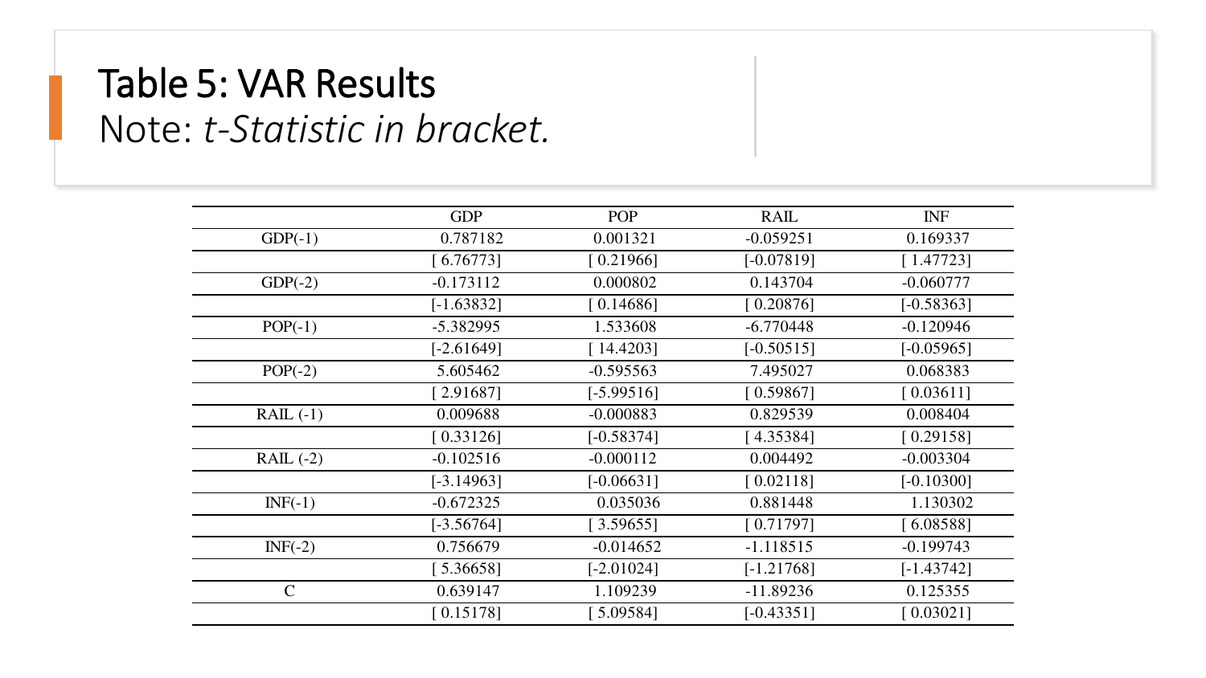# Table 5: VAR Results

Note: *t-Statistic in bracket.*

| | GDP | POP | RAIL | INF |
|---|---|---|---|---|
| GDP(-1) | 0.787182 | 0.001321 | -0.059251 | 0.169337 |
| | [ 6.76773] | [ 0.21966] | [-0.07819] | [ 1.47723] |
| GDP(-2) | -0.173112 | 0.000802 | 0.143704 | -0.060777 |
| | [-1.63832] | [ 0.14686] | [ 0.20876] | [-0.58363] |
| POP(-1) | -5.382995 | 1.533608 | -6.770448 | -0.120946 |
| | [-2.61649] | [ 14.4203] | [-0.50515] | [-0.05965] |
| POP(-2) | 5.605462 | -0.595563 | 7.495027 | 0.068383 |
| | [ 2.91687] | [-5.99516] | [ 0.59867] | [ 0.03611] |
| RAIL (-1) | 0.009688 | -0.000883 | 0.829539 | 0.008404 |
| | [ 0.33126] | [-0.58374] | [ 4.35384] | [ 0.29158] |
| RAIL (-2) | -0.102516 | -0.000112 | 0.004492 | -0.003304 |
| | [-3.14963] | [-0.06631] | [ 0.02118] | [-0.10300] |
| INF(-1) | -0.672325 | 0.035036 | 0.881448 | 1.130302 |
| | [-3.56764] | [ 3.59655] | [ 0.71797] | [ 6.08588] |
| INF(-2) | 0.756679 | -0.014652 | -1.118515 | -0.199743 |
| | [ 5.36658] | [-2.01024] | [-1.21768] | [-1.43742] |
| C | 0.639147 | 1.109239 | -11.89236 | 0.125355 |
| | [ 0.15178] | [ 5.09584] | [-0.43351] | [ 0.03021] |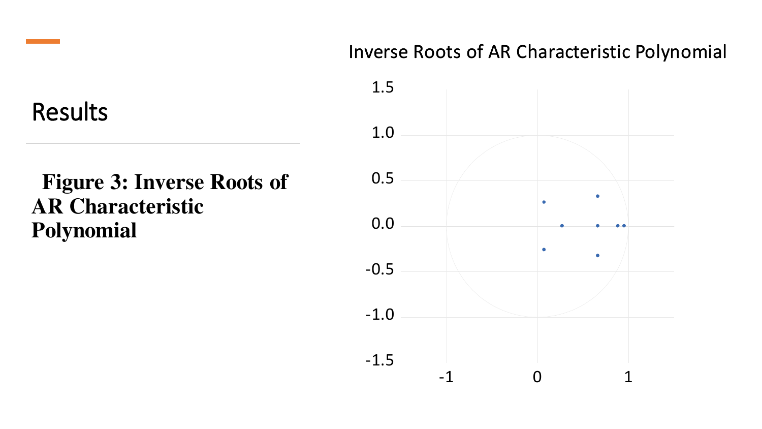# Results

**Figure 3: Inverse Roots of AR Characteristic Polynomial**

Inverse Roots of AR Characteristic Polynomial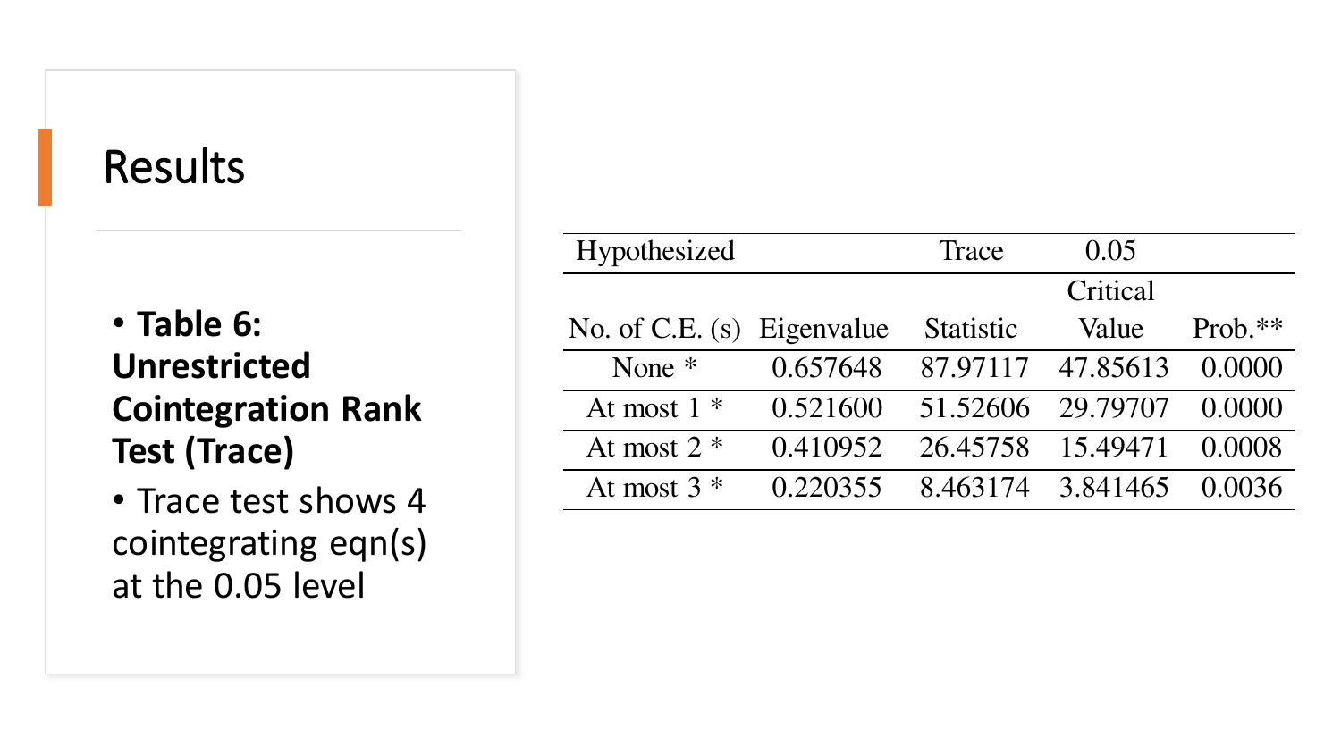# Results

- **Table 6: Unrestricted Cointegration Rank Test (Trace)**
- Trace test shows 4 cointegrating eqn(s) at the 0.05 level

| Hypothesized No. of C.E. (s) | Eigenvalue | Trace Statistic | 0.05 Critical Value | Prob.** |
|---|---|---|---|---|
| None * | 0.657648 | 87.97117 | 47.85613 | 0.0000 |
| At most 1 * | 0.521600 | 51.52606 | 29.79707 | 0.0000 |
| At most 2 * | 0.410952 | 26.45758 | 15.49471 | 0.0008 |
| At most 3 * | 0.220355 | 8.463174 | 3.841465 | 0.0036 |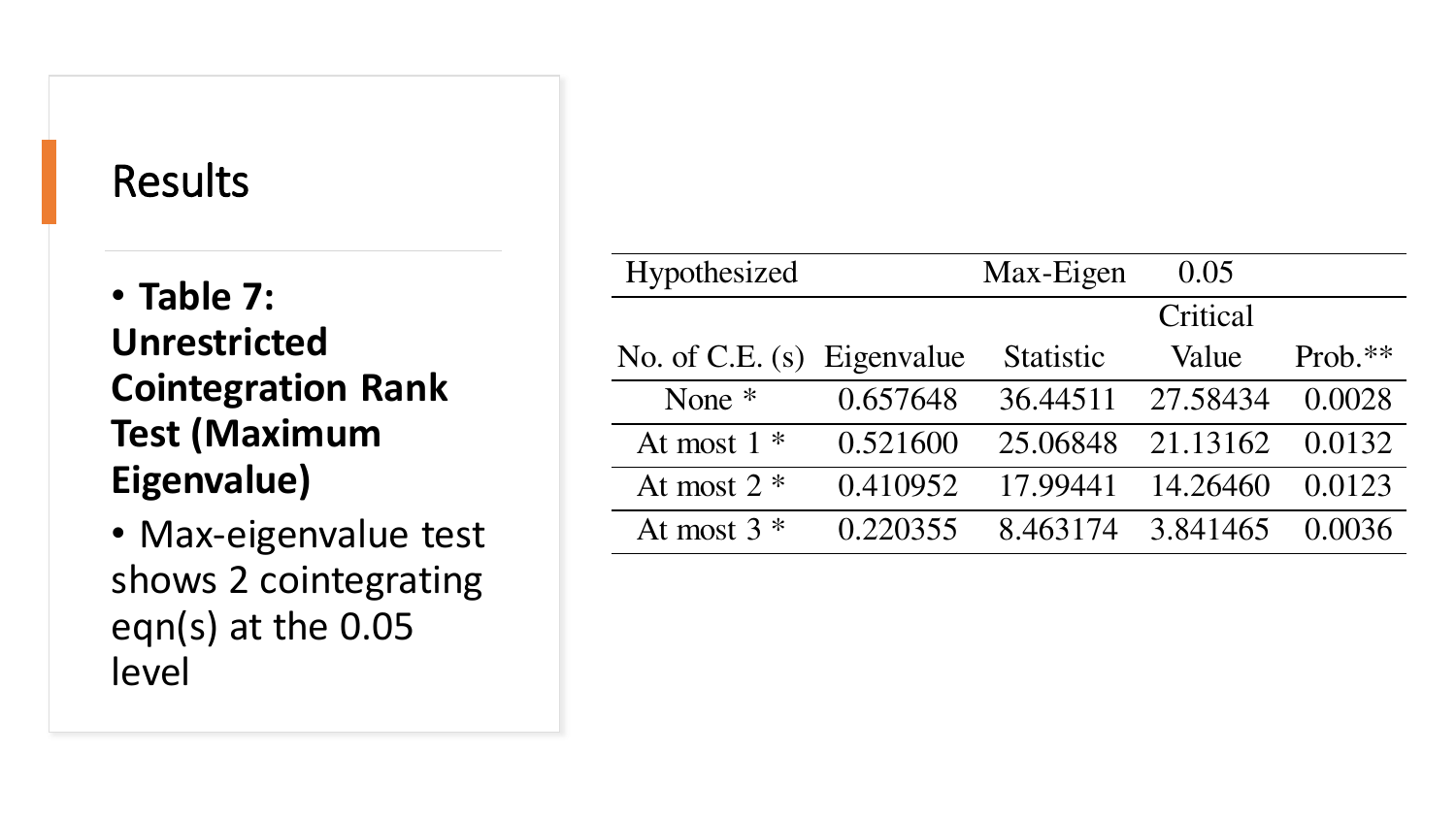## Results

- **Table 7: Unrestricted Cointegration Rank Test (Maximum Eigenvalue)**
- Max-eigenvalue test shows 2 cointegrating eqn(s) at the 0.05 level

| Hypothesized No. of C.E. (s) | Eigenvalue | Max-Eigen Statistic | 0.05 Critical Value | Prob.** |
|---|---|---|---|---|
| None * | 0.657648 | 36.44511 | 27.58434 | 0.0028 |
| At most 1 * | 0.521600 | 25.06848 | 21.13162 | 0.0132 |
| At most 2 * | 0.410952 | 17.99441 | 14.26460 | 0.0123 |
| At most 3 * | 0.220355 | 8.463174 | 3.841465 | 0.0036 |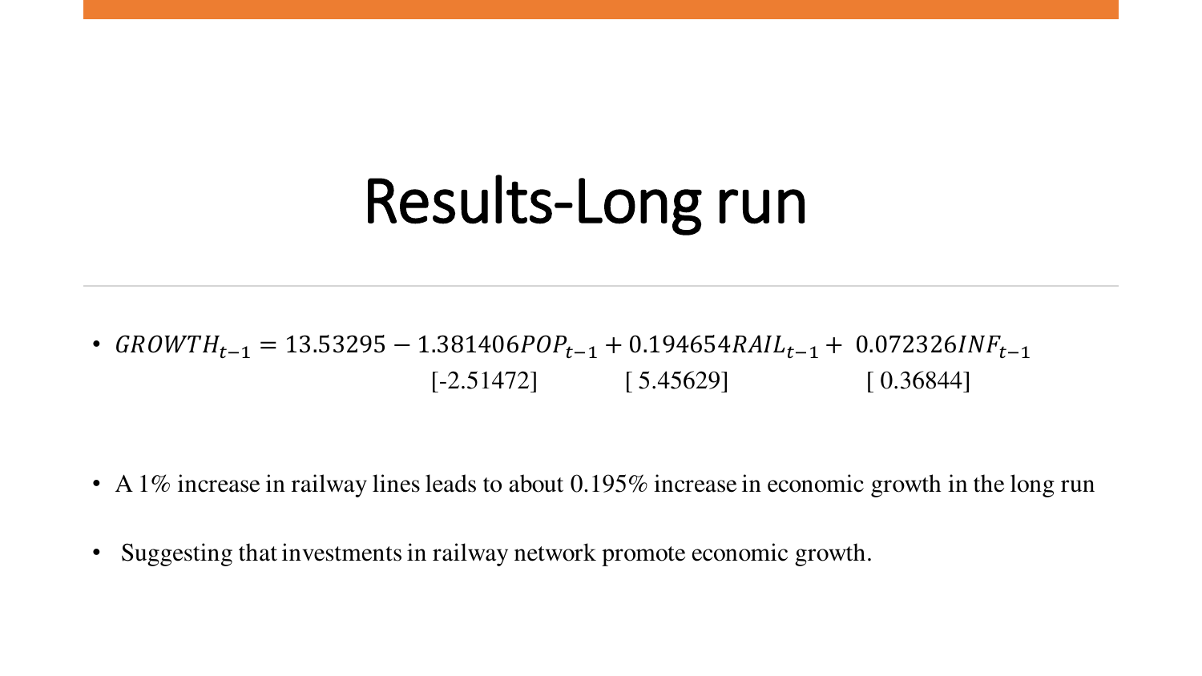# Results-Long run

- $GROWTH_{t-1} = 13.53295 - 1.381406POP_{t-1} + 0.194654RAIL_{t-1} + 0.072326INF_{t-1}$

  [-2.51472] [ 5.45629] [ 0.36844]

- A 1% increase in railway lines leads to about 0.195% increase in economic growth in the long run

- Suggesting that investments in railway network promote economic growth.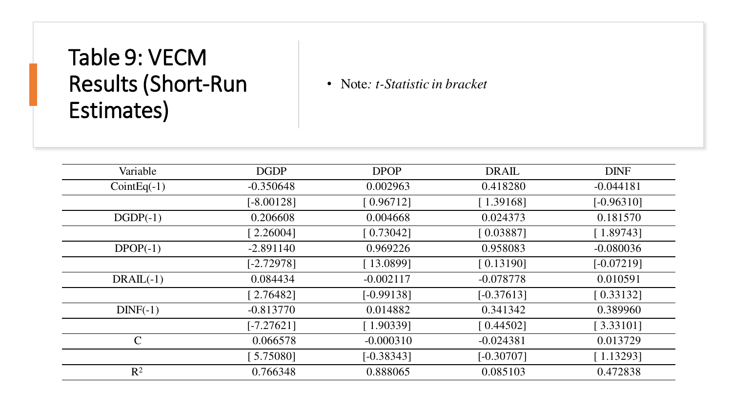# Table 9: VECM Results (Short-Run Estimates)

- Note*: t-Statistic in bracket*

| Variable | DGDP | DPOP | DRAIL | DINF |
|---|---|---|---|---|
| CointEq(-1) | -0.350648 | 0.002963 | 0.418280 | -0.044181 |
| | [-8.00128] | [ 0.96712] | [ 1.39168] | [-0.96310] |
| DGDP(-1) | 0.206608 | 0.004668 | 0.024373 | 0.181570 |
| | [ 2.26004] | [ 0.73042] | [ 0.03887] | [ 1.89743] |
| DPOP(-1) | -2.891140 | 0.969226 | 0.958083 | -0.080036 |
| | [-2.72978] | [ 13.0899] | [ 0.13190] | [-0.07219] |
| DRAIL(-1) | 0.084434 | -0.002117 | -0.078778 | 0.010591 |
| | [ 2.76482] | [-0.99138] | [-0.37613] | [ 0.33132] |
| DINF(-1) | -0.813770 | 0.014882 | 0.341342 | 0.389960 |
| | [-7.27621] | [ 1.90339] | [ 0.44502] | [ 3.33101] |
| C | 0.066578 | -0.000310 | -0.024381 | 0.013729 |
| | [ 5.75080] | [-0.38343] | [-0.30707] | [ 1.13293] |
| $R^2$ | 0.766348 | 0.888065 | 0.085103 | 0.472838 |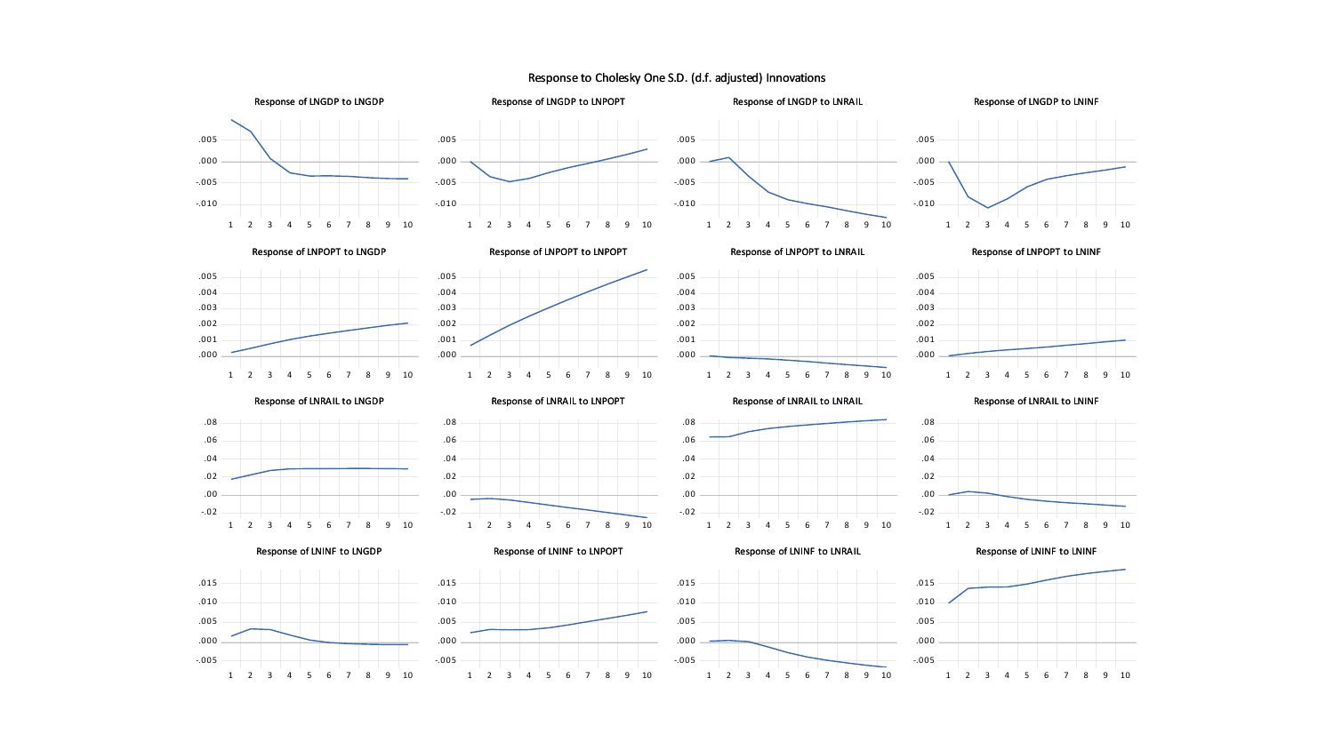Response to Cholesky One S.D. (d.f. adjusted) Innovations

Response of LNGDP to LNGDP

Response of LNGDP to LNPOPT

Response of LNGDP to LNRAIL

Response of LNGDP to LNINF

Response of LNPOPT to LNGDP

Response of LNPOPT to LNPOPT

Response of LNPOPT to LNRAIL

Response of LNPOPT to LNINF

Response of LNRAIL to LNGDP

Response of LNRAIL to LNPOPT

Response of LNRAIL to LNRAIL

Response of LNRAIL to LNINF

Response of LNINF to LNGDP

Response of LNINF to LNPOPT

Response of LNINF to LNRAIL

Response of LNINF to LNINF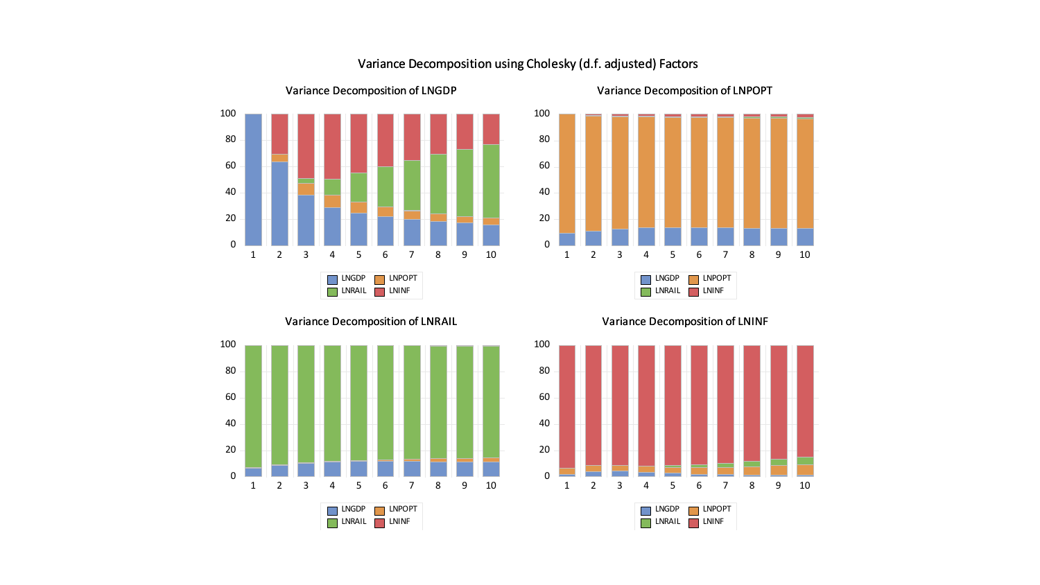# Variance Decomposition using Cholesky (d.f. adjusted) Factors

### Variance Decomposition of LNGDP

### Variance Decomposition of LNPOPT

### Variance Decomposition of LNRAIL

### Variance Decomposition of LNINF

LNGDP LNPOPT LNRAIL LNINF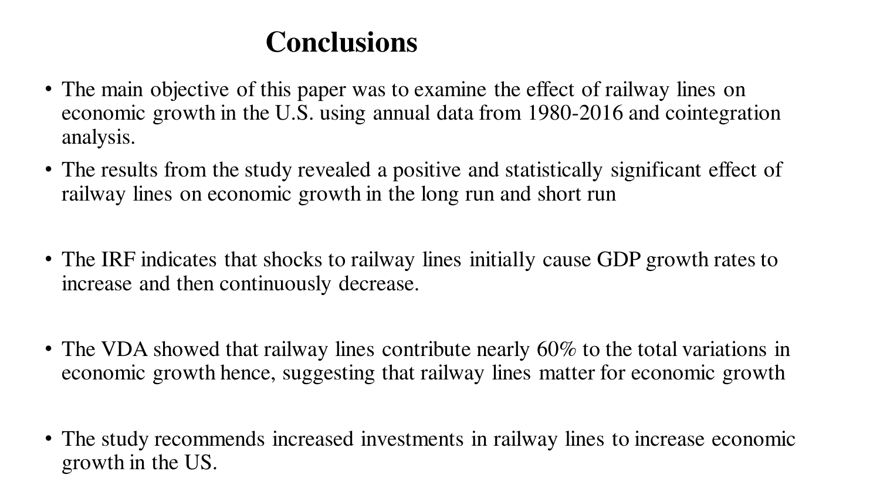# Conclusions

- The main objective of this paper was to examine the effect of railway lines on economic growth in the U.S. using annual data from 1980-2016 and cointegration analysis.
- The results from the study revealed a positive and statistically significant effect of railway lines on economic growth in the long run and short run
- The IRF indicates that shocks to railway lines initially cause GDP growth rates to increase and then continuously decrease.
- The VDA showed that railway lines contribute nearly 60% to the total variations in economic growth hence, suggesting that railway lines matter for economic growth
- The study recommends increased investments in railway lines to increase economic growth in the US.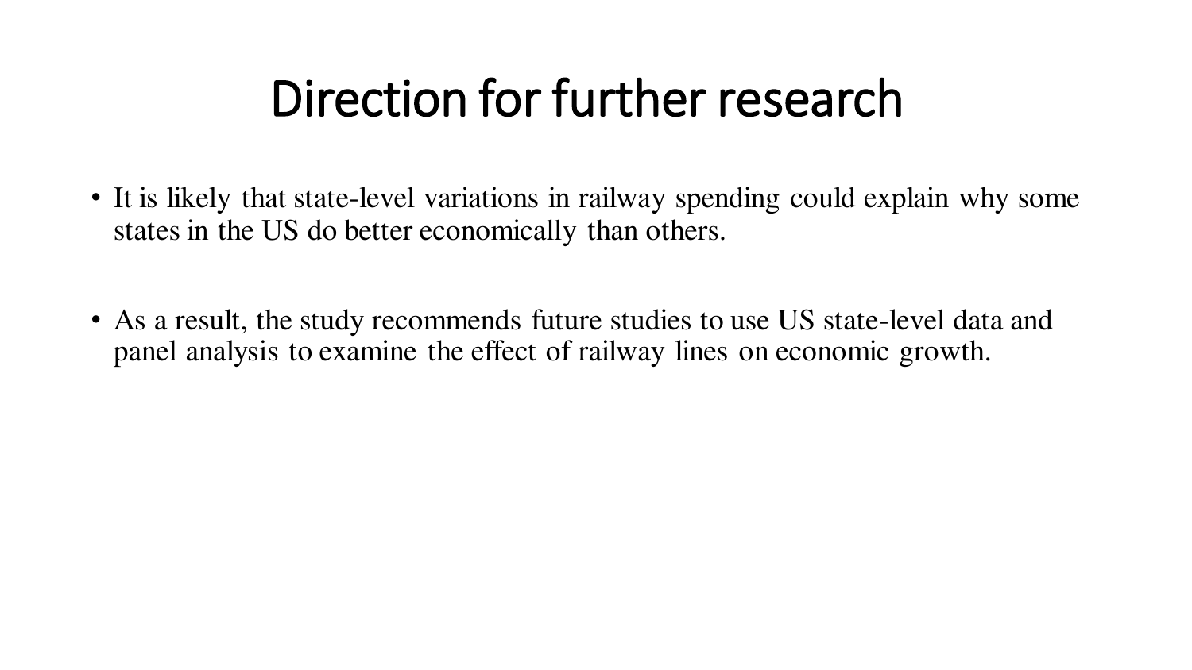# Direction for further research

- It is likely that state-level variations in railway spending could explain why some states in the US do better economically than others.

- As a result, the study recommends future studies to use US state-level data and panel analysis to examine the effect of railway lines on economic growth.